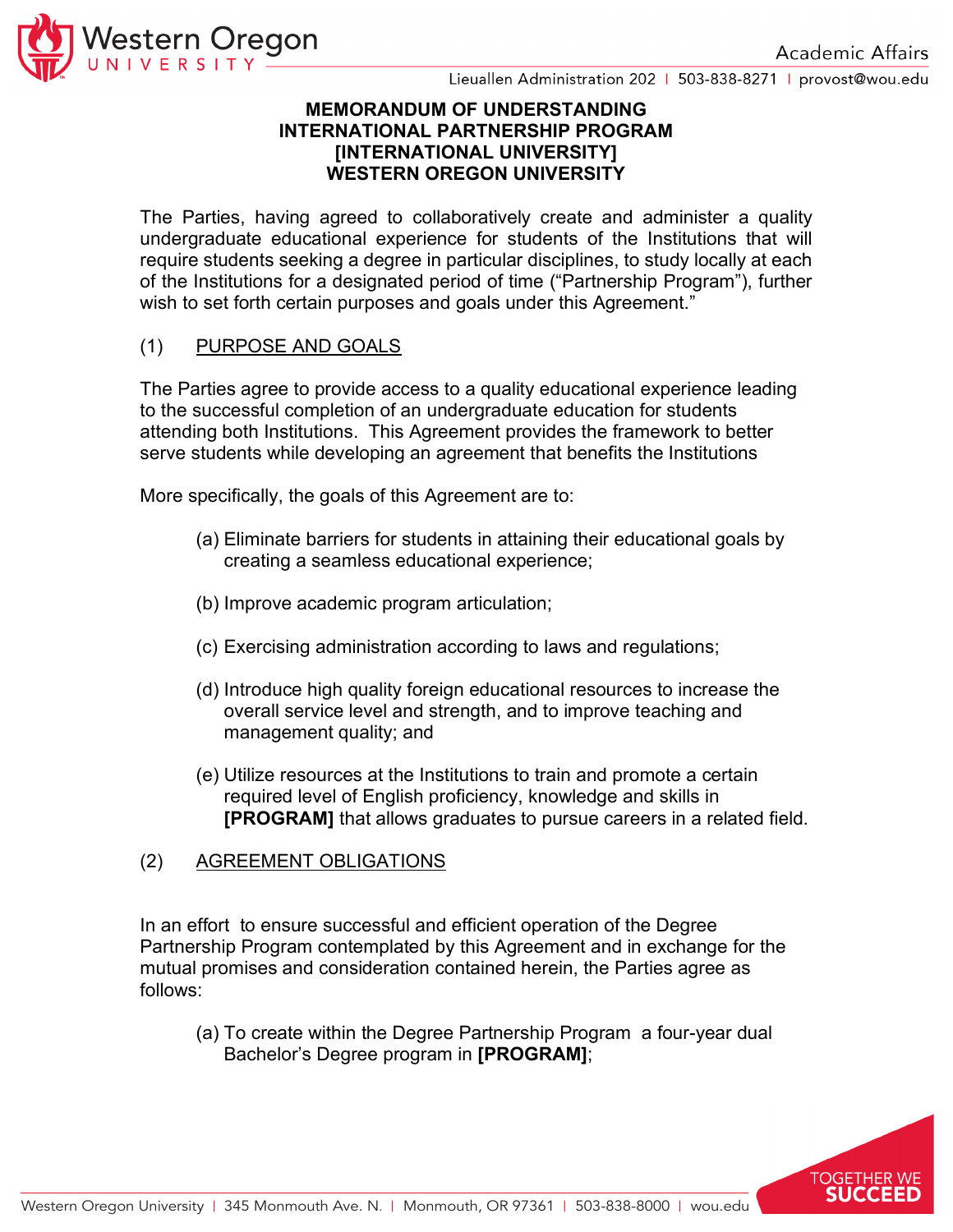# MEMORANDUM OF UNDERSTANDING
# INTERNATIONAL PARTNERSHIP PROGRAM
# [INTERNATIONAL UNIVERSITY]
# WESTERN OREGON UNIVERSITY

The Parties, having agreed to collaboratively create and administer a quality undergraduate educational experience for students of the Institutions that will require students seeking a degree in particular disciplines, to study locally at each of the Institutions for a designated period of time ("Partnership Program"), further wish to set forth certain purposes and goals under this Agreement."

## (1) PURPOSE AND GOALS

The Parties agree to provide access to a quality educational experience leading to the successful completion of an undergraduate education for students attending both Institutions. This Agreement provides the framework to better serve students while developing an agreement that benefits the Institutions

More specifically, the goals of this Agreement are to:

(a) Eliminate barriers for students in attaining their educational goals by creating a seamless educational experience;

(b) Improve academic program articulation;

(c) Exercising administration according to laws and regulations;

(d) Introduce high quality foreign educational resources to increase the overall service level and strength, and to improve teaching and management quality; and

(e) Utilize resources at the Institutions to train and promote a certain required level of English proficiency, knowledge and skills in **[PROGRAM]** that allows graduates to pursue careers in a related field.

## (2) AGREEMENT OBLIGATIONS

In an effort to ensure successful and efficient operation of the Degree Partnership Program contemplated by this Agreement and in exchange for the mutual promises and consideration contained herein, the Parties agree as follows:

(a) To create within the Degree Partnership Program a four-year dual Bachelor's Degree program in **[PROGRAM]**;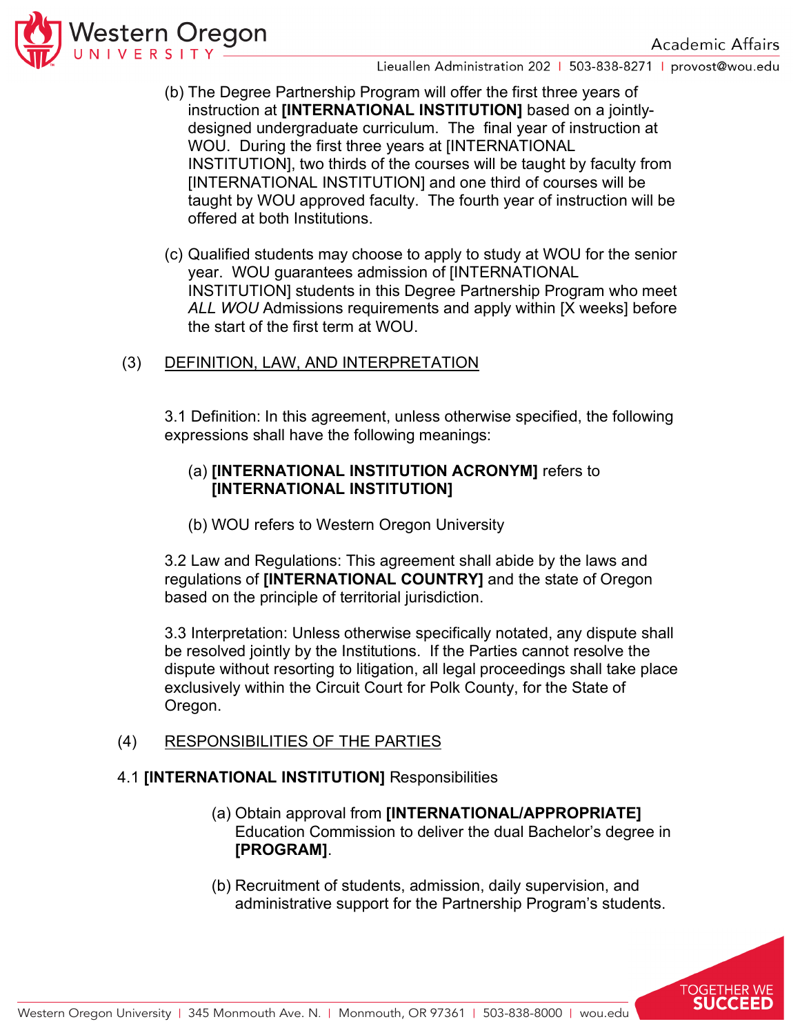(b) The Degree Partnership Program will offer the first three years of instruction at **[INTERNATIONAL INSTITUTION]** based on a jointly-designed undergraduate curriculum. The final year of instruction at WOU. During the first three years at [INTERNATIONAL INSTITUTION], two thirds of the courses will be taught by faculty from [INTERNATIONAL INSTITUTION] and one third of courses will be taught by WOU approved faculty. The fourth year of instruction will be offered at both Institutions.

(c) Qualified students may choose to apply to study at WOU for the senior year. WOU guarantees admission of [INTERNATIONAL INSTITUTION] students in this Degree Partnership Program who meet *ALL WOU* Admissions requirements and apply within [X weeks] before the start of the first term at WOU.

(3) <u>DEFINITION, LAW, AND INTERPRETATION</u>

3.1 Definition: In this agreement, unless otherwise specified, the following expressions shall have the following meanings:

(a) **[INTERNATIONAL INSTITUTION ACRONYM]** refers to **[INTERNATIONAL INSTITUTION]**

(b) WOU refers to Western Oregon University

3.2 Law and Regulations: This agreement shall abide by the laws and regulations of **[INTERNATIONAL COUNTRY]** and the state of Oregon based on the principle of territorial jurisdiction.

3.3 Interpretation: Unless otherwise specifically notated, any dispute shall be resolved jointly by the Institutions. If the Parties cannot resolve the dispute without resorting to litigation, all legal proceedings shall take place exclusively within the Circuit Court for Polk County, for the State of Oregon.

(4) <u>RESPONSIBILITIES OF THE PARTIES</u>

4.1 **[INTERNATIONAL INSTITUTION]** Responsibilities

(a) Obtain approval from **[INTERNATIONAL/APPROPRIATE]** Education Commission to deliver the dual Bachelor's degree in **[PROGRAM]**.

(b) Recruitment of students, admission, daily supervision, and administrative support for the Partnership Program's students.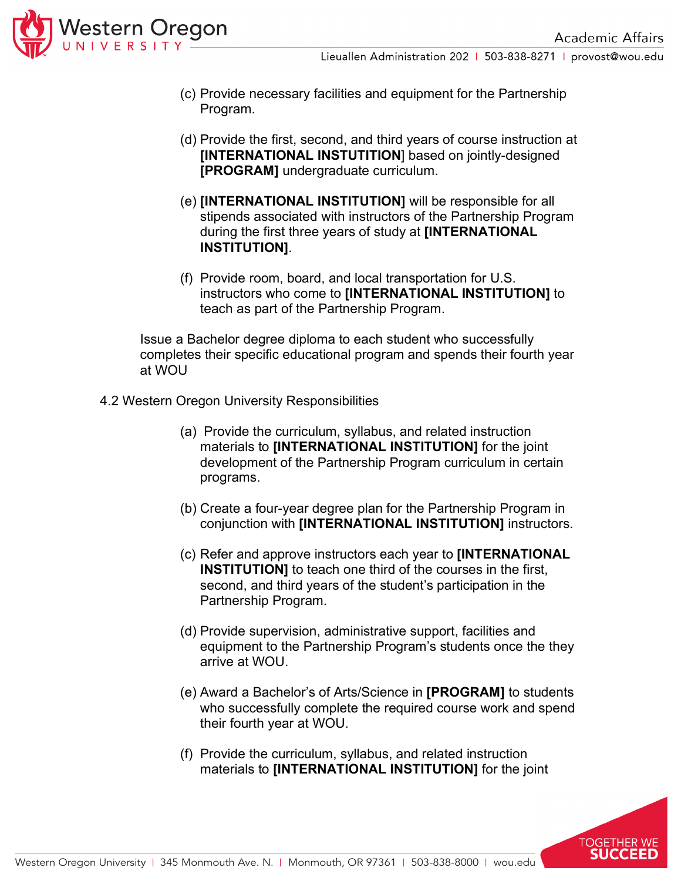(c) Provide necessary facilities and equipment for the Partnership Program.

(d) Provide the first, second, and third years of course instruction at **[INTERNATIONAL INSTUTITION**] based on jointly-designed **[PROGRAM]** undergraduate curriculum.

(e) **[INTERNATIONAL INSTITUTION]** will be responsible for all stipends associated with instructors of the Partnership Program during the first three years of study at **[INTERNATIONAL INSTITUTION]**.

(f) Provide room, board, and local transportation for U.S. instructors who come to **[INTERNATIONAL INSTITUTION]** to teach as part of the Partnership Program.

Issue a Bachelor degree diploma to each student who successfully completes their specific educational program and spends their fourth year at WOU

4.2 Western Oregon University Responsibilities

(a) Provide the curriculum, syllabus, and related instruction materials to **[INTERNATIONAL INSTITUTION]** for the joint development of the Partnership Program curriculum in certain programs.

(b) Create a four-year degree plan for the Partnership Program in conjunction with **[INTERNATIONAL INSTITUTION]** instructors.

(c) Refer and approve instructors each year to **[INTERNATIONAL INSTITUTION]** to teach one third of the courses in the first, second, and third years of the student's participation in the Partnership Program.

(d) Provide supervision, administrative support, facilities and equipment to the Partnership Program's students once the they arrive at WOU.

(e) Award a Bachelor's of Arts/Science in **[PROGRAM]** to students who successfully complete the required course work and spend their fourth year at WOU.

(f) Provide the curriculum, syllabus, and related instruction materials to **[INTERNATIONAL INSTITUTION]** for the joint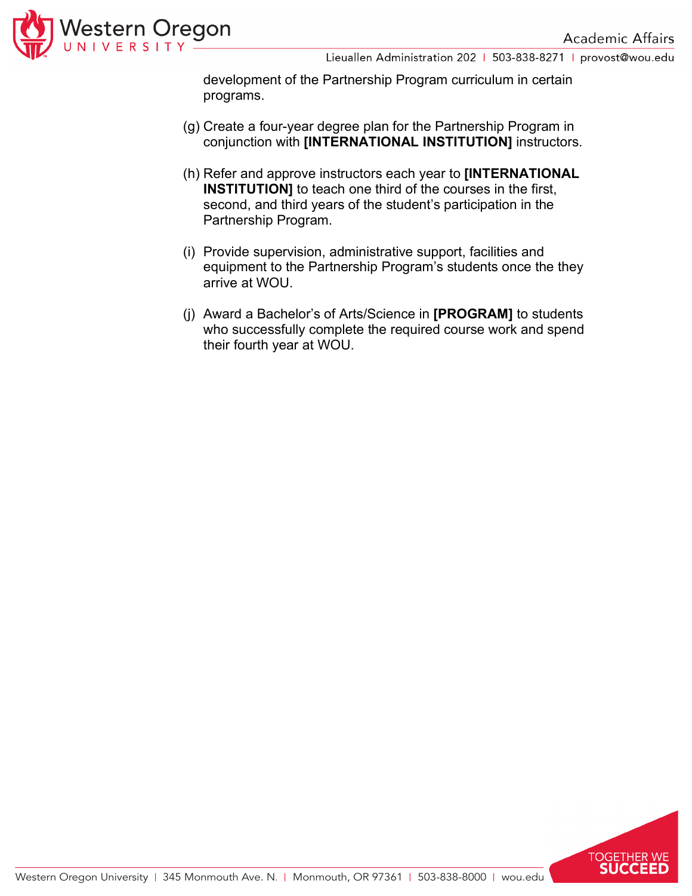development of the Partnership Program curriculum in certain programs.

(g) Create a four-year degree plan for the Partnership Program in conjunction with **[INTERNATIONAL INSTITUTION]** instructors.

(h) Refer and approve instructors each year to **[INTERNATIONAL INSTITUTION]** to teach one third of the courses in the first, second, and third years of the student's participation in the Partnership Program.

(i) Provide supervision, administrative support, facilities and equipment to the Partnership Program's students once the they arrive at WOU.

(j) Award a Bachelor's of Arts/Science in **[PROGRAM]** to students who successfully complete the required course work and spend their fourth year at WOU.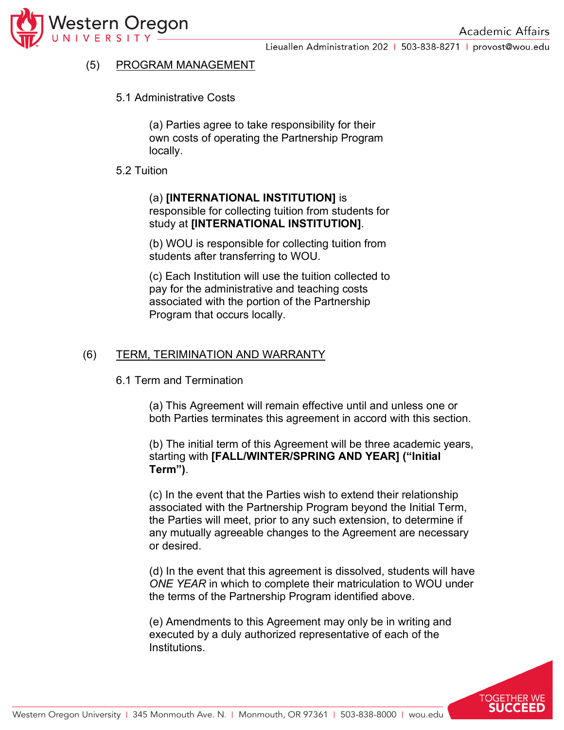## (5) PROGRAM MANAGEMENT

### 5.1 Administrative Costs

(a) Parties agree to take responsibility for their own costs of operating the Partnership Program locally.

### 5.2 Tuition

(a) **[INTERNATIONAL INSTITUTION]** is responsible for collecting tuition from students for study at **[INTERNATIONAL INSTITUTION]**.

(b) WOU is responsible for collecting tuition from students after transferring to WOU.

(c) Each Institution will use the tuition collected to pay for the administrative and teaching costs associated with the portion of the Partnership Program that occurs locally.

## (6) TERM, TERIMINATION AND WARRANTY

### 6.1 Term and Termination

(a) This Agreement will remain effective until and unless one or both Parties terminates this agreement in accord with this section.

(b) The initial term of this Agreement will be three academic years, starting with **[FALL/WINTER/SPRING AND YEAR] ("Initial Term")**.

(c) In the event that the Parties wish to extend their relationship associated with the Partnership Program beyond the Initial Term, the Parties will meet, prior to any such extension, to determine if any mutually agreeable changes to the Agreement are necessary or desired.

(d) In the event that this agreement is dissolved, students will have *ONE YEAR* in which to complete their matriculation to WOU under the terms of the Partnership Program identified above.

(e) Amendments to this Agreement may only be in writing and executed by a duly authorized representative of each of the Institutions.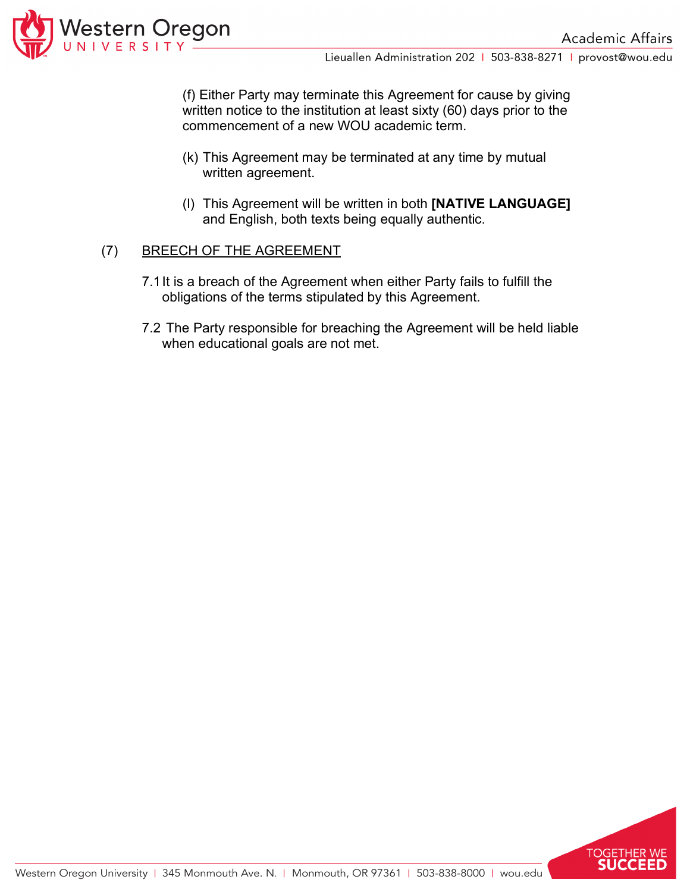(f) Either Party may terminate this Agreement for cause by giving written notice to the institution at least sixty (60) days prior to the commencement of a new WOU academic term.

(k) This Agreement may be terminated at any time by mutual written agreement.

(l) This Agreement will be written in both **[NATIVE LANGUAGE]** and English, both texts being equally authentic.

(7) <u>BREECH OF THE AGREEMENT</u>

7.1 It is a breach of the Agreement when either Party fails to fulfill the obligations of the terms stipulated by this Agreement.

7.2 The Party responsible for breaching the Agreement will be held liable when educational goals are not met.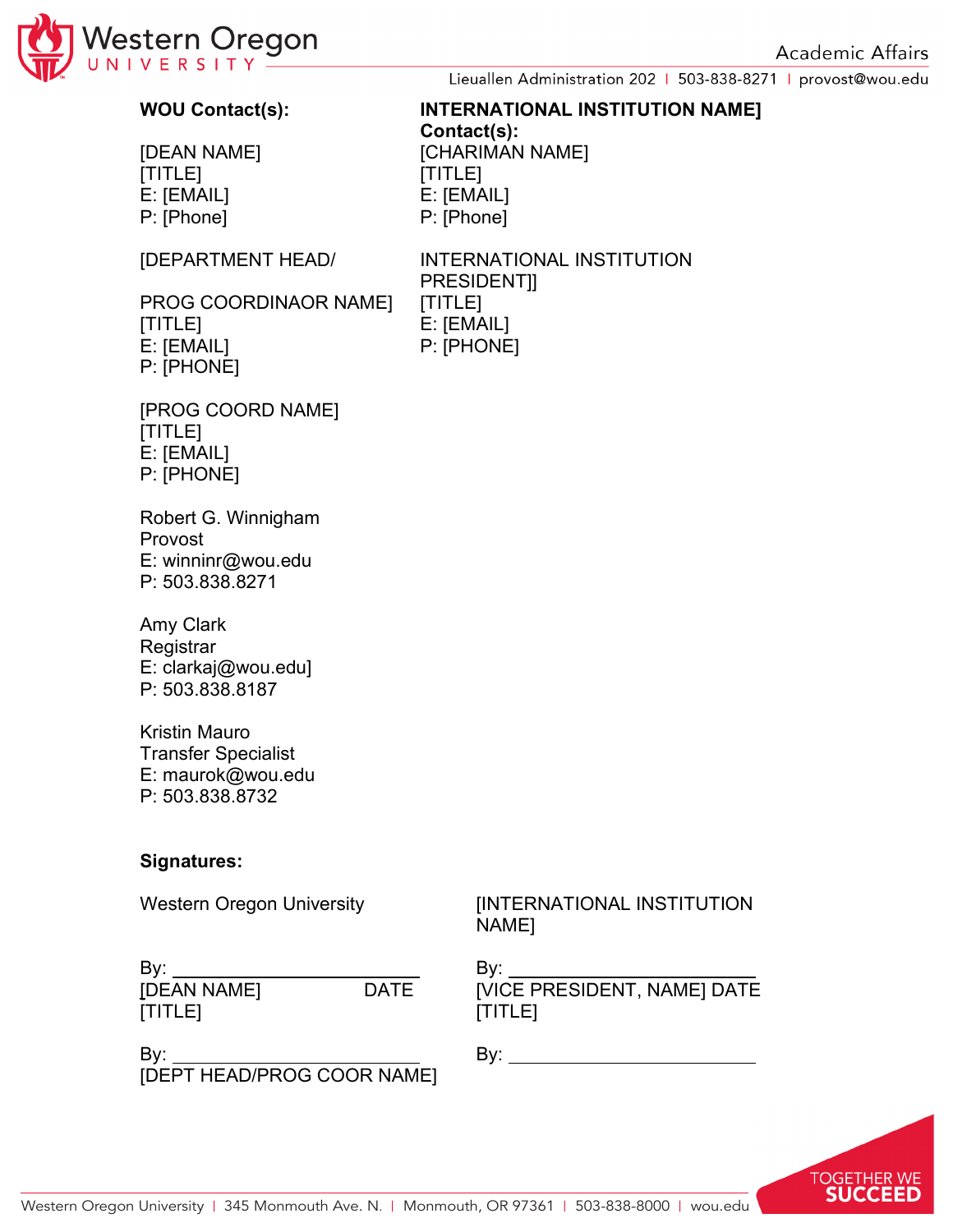**WOU Contact(s):**

[DEAN NAME]
[TITLE]
E: [EMAIL]
P: [Phone]

[DEPARTMENT HEAD/

PROG COORDINAOR NAME]
[TITLE]
E: [EMAIL]
P: [PHONE]

[PROG COORD NAME]
[TITLE]
E: [EMAIL]
P: [PHONE]

Robert G. Winningham
Provost
E: winninr@wou.edu
P: 503.838.8271

Amy Clark
Registrar
E: clarkaj@wou.edu]
P: 503.838.8187

Kristin Mauro
Transfer Specialist
E: maurok@wou.edu
P: 503.838.8732

**INTERNATIONAL INSTITUTION NAME] Contact(s):**
[CHARIMAN NAME]
[TITLE]
E: [EMAIL]
P: [Phone]

INTERNATIONAL INSTITUTION PRESIDENT]]
[TITLE]
E: [EMAIL]
P: [PHONE]

**Signatures:**

Western Oregon University

By: ________________________
[DEAN NAME] DATE
[TITLE]

By: ________________________
[DEPT HEAD/PROG COOR NAME]

[INTERNATIONAL INSTITUTION NAME]

By: ________________________
[VICE PRESIDENT, NAME] DATE
[TITLE]

By: ________________________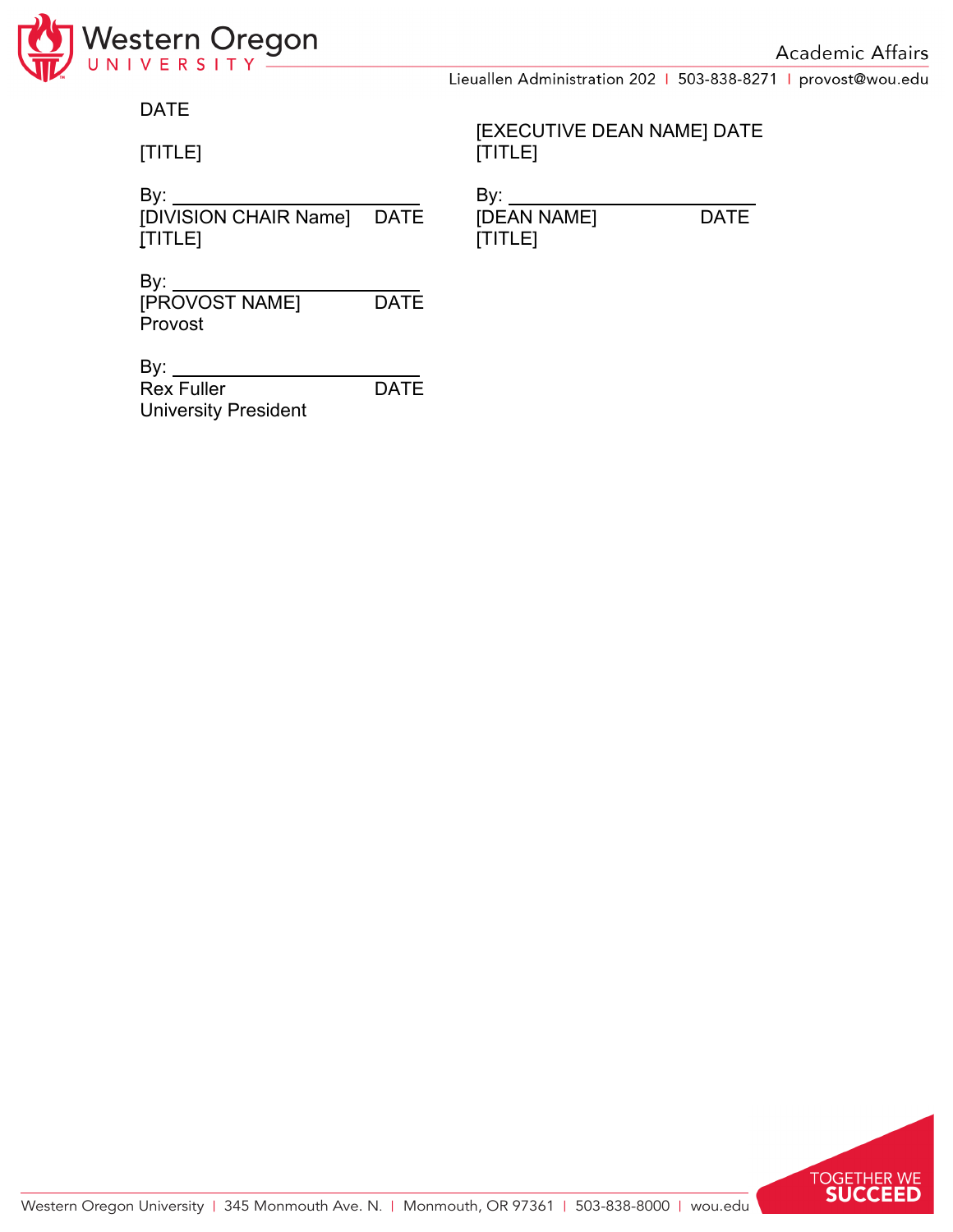DATE

[TITLE]

By: ______________________
[DIVISION CHAIR Name] DATE
[TITLE]

By: ______________________
[PROVOST NAME] DATE
Provost

By: ______________________
Rex Fuller DATE
University President

[EXECUTIVE DEAN NAME] DATE
[TITLE]

By: ______________________
[DEAN NAME] DATE
[TITLE]